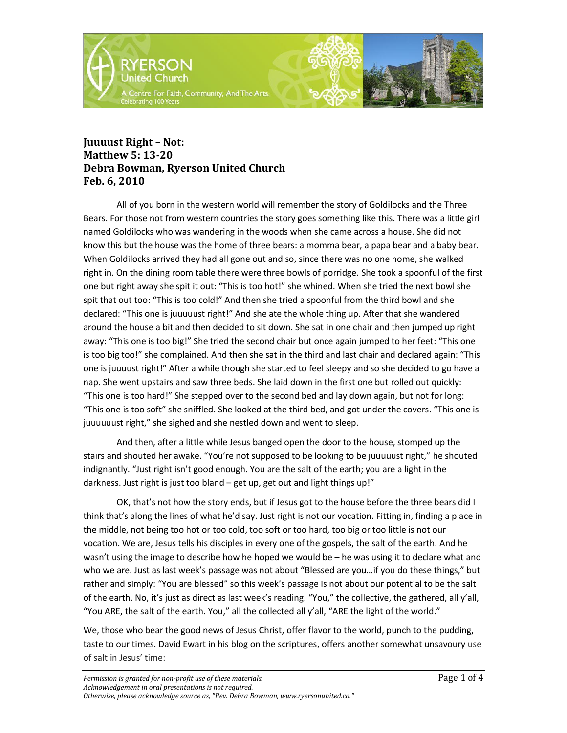**Juuuust Right – Not:**
**Matthew 5: 13-20**
**Debra Bowman, Ryerson United Church**
**Feb. 6, 2010**

All of you born in the western world will remember the story of Goldilocks and the Three Bears. For those not from western countries the story goes something like this. There was a little girl named Goldilocks who was wandering in the woods when she came across a house. She did not know this but the house was the home of three bears: a momma bear, a papa bear and a baby bear. When Goldilocks arrived they had all gone out and so, since there was no one home, she walked right in. On the dining room table there were three bowls of porridge. She took a spoonful of the first one but right away she spit it out: "This is too hot!" she whined. When she tried the next bowl she spit that out too: "This is too cold!" And then she tried a spoonful from the third bowl and she declared: "This one is juuuuust right!" And she ate the whole thing up. After that she wandered around the house a bit and then decided to sit down. She sat in one chair and then jumped up right away: "This one is too big!" She tried the second chair but once again jumped to her feet: "This one is too big too!" she complained. And then she sat in the third and last chair and declared again: "This one is juuuust right!" After a while though she started to feel sleepy and so she decided to go have a nap. She went upstairs and saw three beds. She laid down in the first one but rolled out quickly: "This one is too hard!" She stepped over to the second bed and lay down again, but not for long: "This one is too soft" she sniffled. She looked at the third bed, and got under the covers. "This one is juuuuuust right," she sighed and she nestled down and went to sleep.

And then, after a little while Jesus banged open the door to the house, stomped up the stairs and shouted her awake. "You're not supposed to be looking to be juuuuust right," he shouted indignantly. "Just right isn't good enough. You are the salt of the earth; you are a light in the darkness. Just right is just too bland – get up, get out and light things up!"

OK, that's not how the story ends, but if Jesus got to the house before the three bears did I think that's along the lines of what he'd say. Just right is not our vocation. Fitting in, finding a place in the middle, not being too hot or too cold, too soft or too hard, too big or too little is not our vocation. We are, Jesus tells his disciples in every one of the gospels, the salt of the earth. And he wasn't using the image to describe how he hoped we would be – he was using it to declare what and who we are. Just as last week's passage was not about "Blessed are you…if you do these things," but rather and simply: "You are blessed" so this week's passage is not about our potential to be the salt of the earth. No, it's just as direct as last week's reading. "You," the collective, the gathered, all y'all, "You ARE, the salt of the earth. You," all the collected all y'all, "ARE the light of the world."

We, those who bear the good news of Jesus Christ, offer flavor to the world, punch to the pudding, taste to our times. David Ewart in his blog on the scriptures, offers another somewhat unsavoury use of salt in Jesus' time: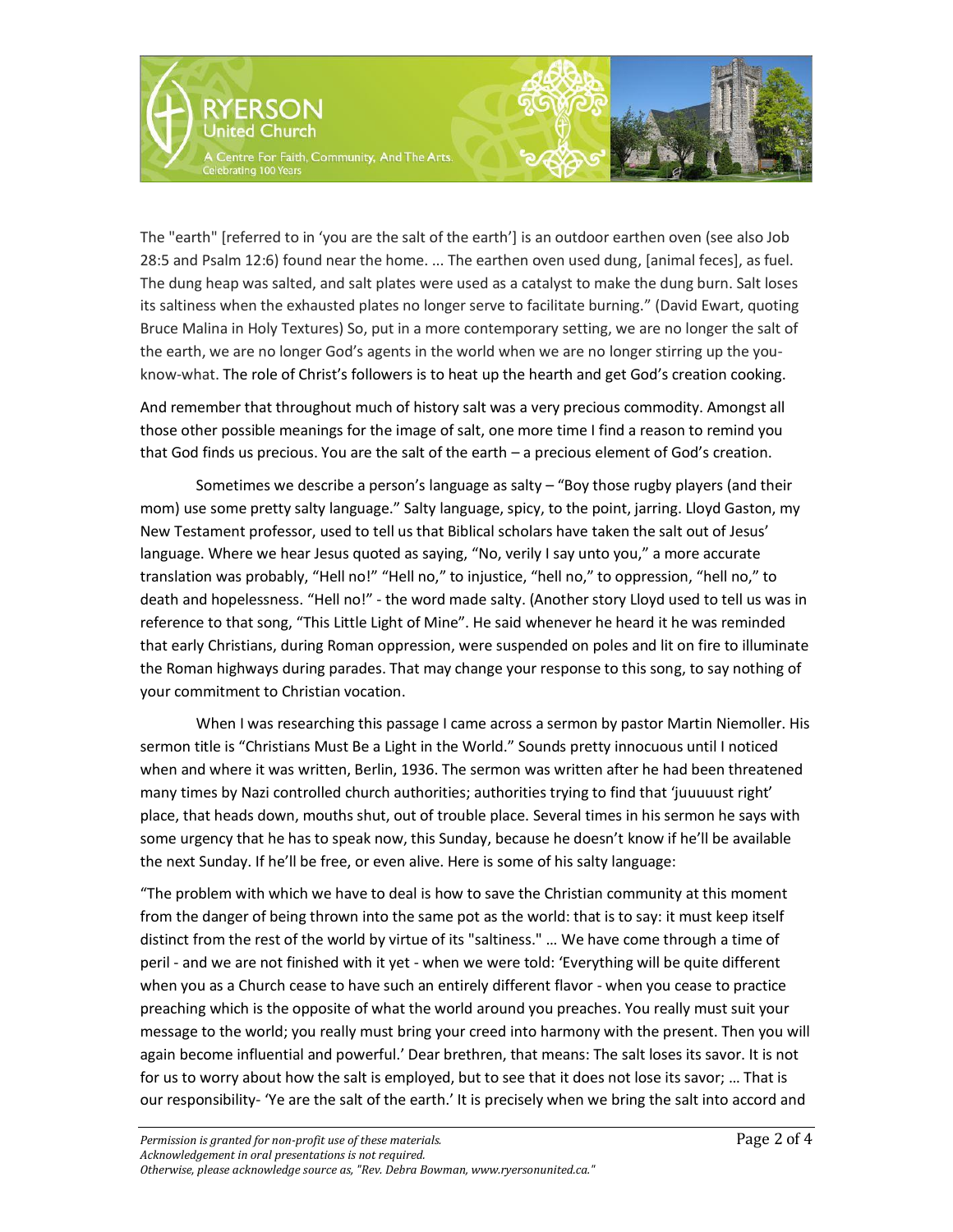The "earth" [referred to in 'you are the salt of the earth'] is an outdoor earthen oven (see also Job 28:5 and Psalm 12:6) found near the home. ... The earthen oven used dung, [animal feces], as fuel. The dung heap was salted, and salt plates were used as a catalyst to make the dung burn. Salt loses its saltiness when the exhausted plates no longer serve to facilitate burning." (David Ewart, quoting Bruce Malina in Holy Textures) So, put in a more contemporary setting, we are no longer the salt of the earth, we are no longer God's agents in the world when we are no longer stirring up the you-know-what. The role of Christ's followers is to heat up the hearth and get God's creation cooking.

And remember that throughout much of history salt was a very precious commodity. Amongst all those other possible meanings for the image of salt, one more time I find a reason to remind you that God finds us precious. You are the salt of the earth – a precious element of God's creation.

Sometimes we describe a person's language as salty – "Boy those rugby players (and their mom) use some pretty salty language." Salty language, spicy, to the point, jarring. Lloyd Gaston, my New Testament professor, used to tell us that Biblical scholars have taken the salt out of Jesus' language. Where we hear Jesus quoted as saying, "No, verily I say unto you," a more accurate translation was probably, "Hell no!" "Hell no," to injustice, "hell no," to oppression, "hell no," to death and hopelessness. "Hell no!" - the word made salty. (Another story Lloyd used to tell us was in reference to that song, "This Little Light of Mine". He said whenever he heard it he was reminded that early Christians, during Roman oppression, were suspended on poles and lit on fire to illuminate the Roman highways during parades. That may change your response to this song, to say nothing of your commitment to Christian vocation.

When I was researching this passage I came across a sermon by pastor Martin Niemoller. His sermon title is "Christians Must Be a Light in the World." Sounds pretty innocuous until I noticed when and where it was written, Berlin, 1936. The sermon was written after he had been threatened many times by Nazi controlled church authorities; authorities trying to find that 'juuuuust right' place, that heads down, mouths shut, out of trouble place. Several times in his sermon he says with some urgency that he has to speak now, this Sunday, because he doesn't know if he'll be available the next Sunday. If he'll be free, or even alive. Here is some of his salty language:

"The problem with which we have to deal is how to save the Christian community at this moment from the danger of being thrown into the same pot as the world: that is to say: it must keep itself distinct from the rest of the world by virtue of its "saltiness." … We have come through a time of peril - and we are not finished with it yet - when we were told: 'Everything will be quite different when you as a Church cease to have such an entirely different flavor - when you cease to practice preaching which is the opposite of what the world around you preaches. You really must suit your message to the world; you really must bring your creed into harmony with the present. Then you will again become influential and powerful.' Dear brethren, that means: The salt loses its savor. It is not for us to worry about how the salt is employed, but to see that it does not lose its savor; … That is our responsibility- 'Ye are the salt of the earth.' It is precisely when we bring the salt into accord and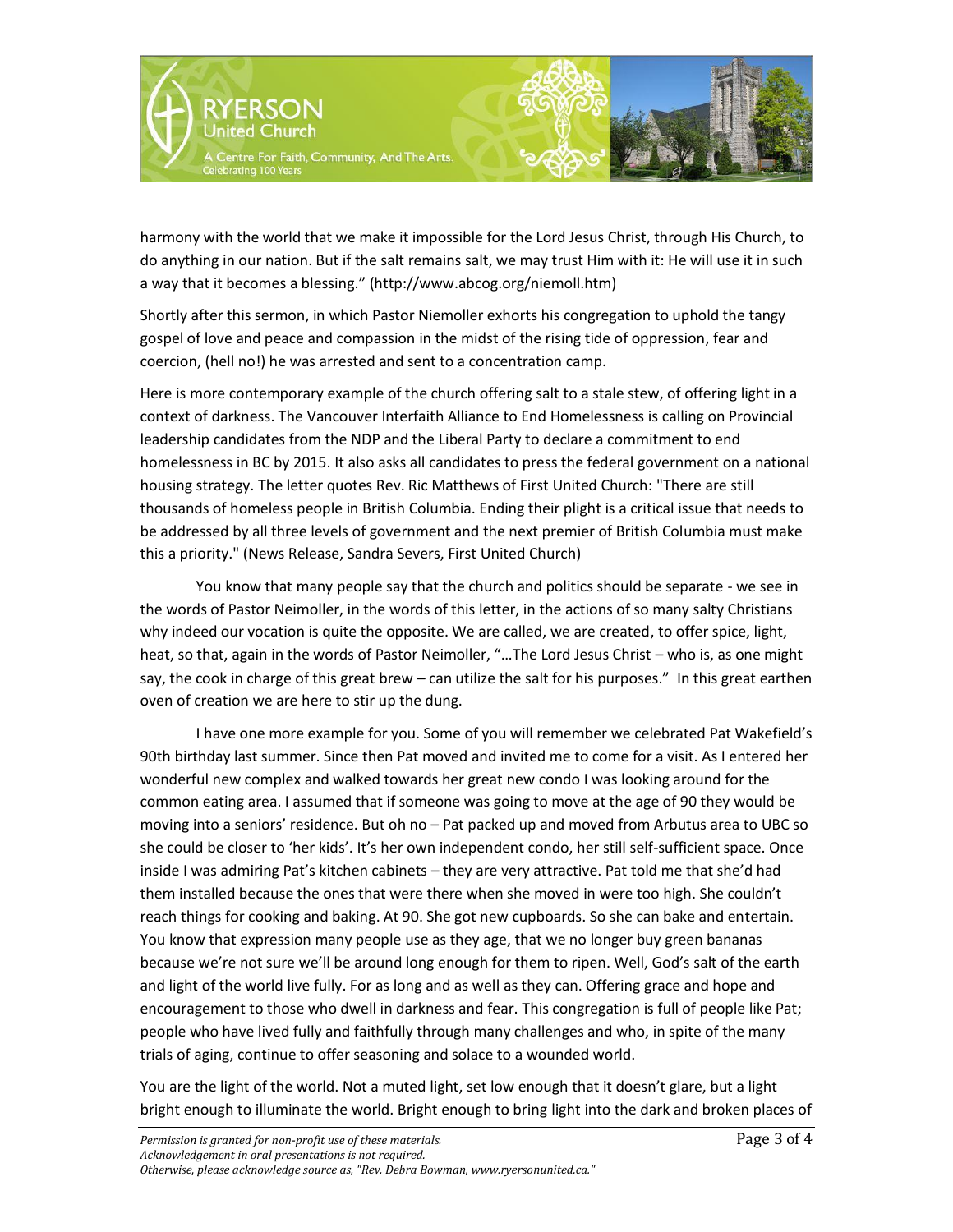harmony with the world that we make it impossible for the Lord Jesus Christ, through His Church, to do anything in our nation. But if the salt remains salt, we may trust Him with it: He will use it in such a way that it becomes a blessing." (http://www.abcog.org/niemoll.htm)

Shortly after this sermon, in which Pastor Niemoller exhorts his congregation to uphold the tangy gospel of love and peace and compassion in the midst of the rising tide of oppression, fear and coercion, (hell no!) he was arrested and sent to a concentration camp.

Here is more contemporary example of the church offering salt to a stale stew, of offering light in a context of darkness. The Vancouver Interfaith Alliance to End Homelessness is calling on Provincial leadership candidates from the NDP and the Liberal Party to declare a commitment to end homelessness in BC by 2015. It also asks all candidates to press the federal government on a national housing strategy. The letter quotes Rev. Ric Matthews of First United Church: "There are still thousands of homeless people in British Columbia. Ending their plight is a critical issue that needs to be addressed by all three levels of government and the next premier of British Columbia must make this a priority." (News Release, Sandra Severs, First United Church)

You know that many people say that the church and politics should be separate - we see in the words of Pastor Neimoller, in the words of this letter, in the actions of so many salty Christians why indeed our vocation is quite the opposite. We are called, we are created, to offer spice, light, heat, so that, again in the words of Pastor Neimoller, "…The Lord Jesus Christ – who is, as one might say, the cook in charge of this great brew – can utilize the salt for his purposes." In this great earthen oven of creation we are here to stir up the dung.

I have one more example for you. Some of you will remember we celebrated Pat Wakefield's 90th birthday last summer. Since then Pat moved and invited me to come for a visit. As I entered her wonderful new complex and walked towards her great new condo I was looking around for the common eating area. I assumed that if someone was going to move at the age of 90 they would be moving into a seniors' residence. But oh no – Pat packed up and moved from Arbutus area to UBC so she could be closer to 'her kids'. It's her own independent condo, her still self-sufficient space. Once inside I was admiring Pat's kitchen cabinets – they are very attractive. Pat told me that she'd had them installed because the ones that were there when she moved in were too high. She couldn't reach things for cooking and baking. At 90. She got new cupboards. So she can bake and entertain. You know that expression many people use as they age, that we no longer buy green bananas because we're not sure we'll be around long enough for them to ripen. Well, God's salt of the earth and light of the world live fully. For as long and as well as they can. Offering grace and hope and encouragement to those who dwell in darkness and fear. This congregation is full of people like Pat; people who have lived fully and faithfully through many challenges and who, in spite of the many trials of aging, continue to offer seasoning and solace to a wounded world.

You are the light of the world. Not a muted light, set low enough that it doesn't glare, but a light bright enough to illuminate the world. Bright enough to bring light into the dark and broken places of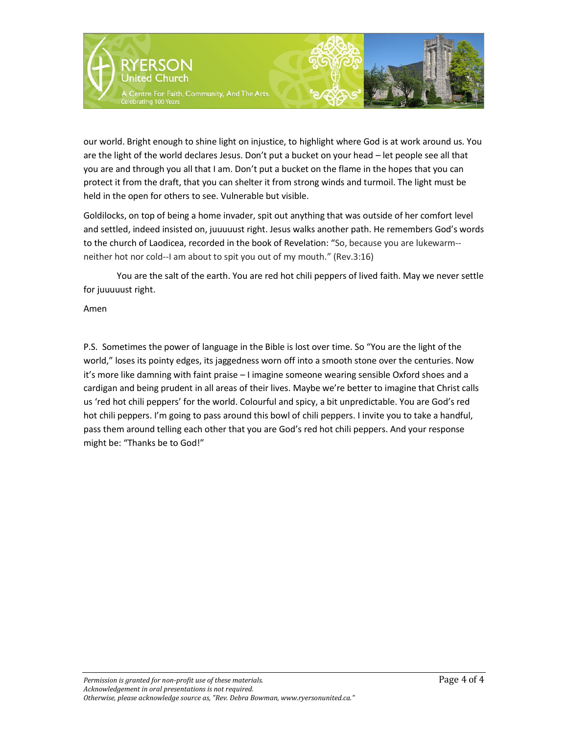our world. Bright enough to shine light on injustice, to highlight where God is at work around us. You are the light of the world declares Jesus. Don't put a bucket on your head – let people see all that you are and through you all that I am. Don't put a bucket on the flame in the hopes that you can protect it from the draft, that you can shelter it from strong winds and turmoil. The light must be held in the open for others to see. Vulnerable but visible.

Goldilocks, on top of being a home invader, spit out anything that was outside of her comfort level and settled, indeed insisted on, juuuuust right. Jesus walks another path. He remembers God's words to the church of Laodicea, recorded in the book of Revelation: "So, because you are lukewarm--neither hot nor cold--I am about to spit you out of my mouth." (Rev.3:16)

You are the salt of the earth. You are red hot chili peppers of lived faith. May we never settle for juuuuust right.

Amen

P.S. Sometimes the power of language in the Bible is lost over time. So "You are the light of the world," loses its pointy edges, its jaggedness worn off into a smooth stone over the centuries. Now it's more like damning with faint praise – I imagine someone wearing sensible Oxford shoes and a cardigan and being prudent in all areas of their lives. Maybe we're better to imagine that Christ calls us 'red hot chili peppers' for the world. Colourful and spicy, a bit unpredictable. You are God's red hot chili peppers. I'm going to pass around this bowl of chili peppers. I invite you to take a handful, pass them around telling each other that you are God's red hot chili peppers. And your response might be: "Thanks be to God!"